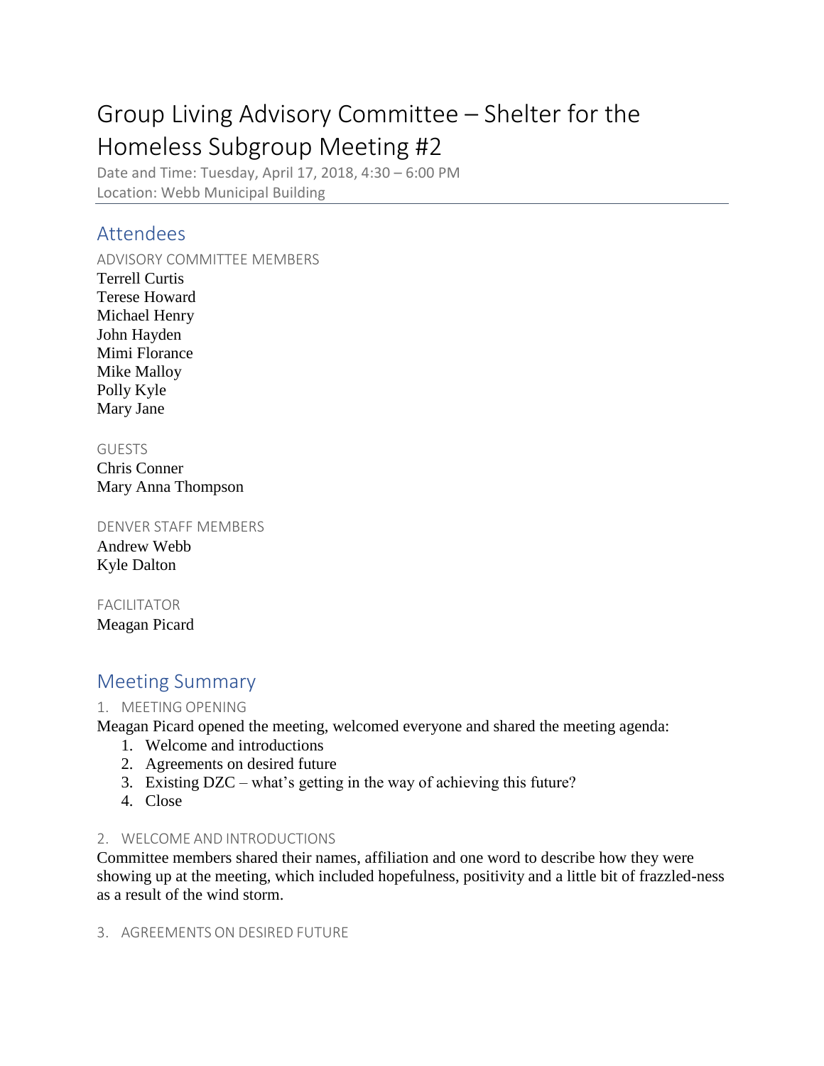# Group Living Advisory Committee – Shelter for the Homeless Subgroup Meeting #2

Date and Time: Tuesday, April 17, 2018, 4:30 – 6:00 PM
Location: Webb Municipal Building

## Attendees

### ADVISORY COMMITTEE MEMBERS

Terrell Curtis
Terese Howard
Michael Henry
John Hayden
Mimi Florance
Mike Malloy
Polly Kyle
Mary Jane

### GUESTS

Chris Conner
Mary Anna Thompson

### DENVER STAFF MEMBERS

Andrew Webb
Kyle Dalton

### FACILITATOR

Meagan Picard

## Meeting Summary

### 1. MEETING OPENING

Meagan Picard opened the meeting, welcomed everyone and shared the meeting agenda:

1. Welcome and introductions
2. Agreements on desired future
3. Existing DZC – what's getting in the way of achieving this future?
4. Close

### 2. WELCOME AND INTRODUCTIONS

Committee members shared their names, affiliation and one word to describe how they were showing up at the meeting, which included hopefulness, positivity and a little bit of frazzled-ness as a result of the wind storm.

### 3. AGREEMENTS ON DESIRED FUTURE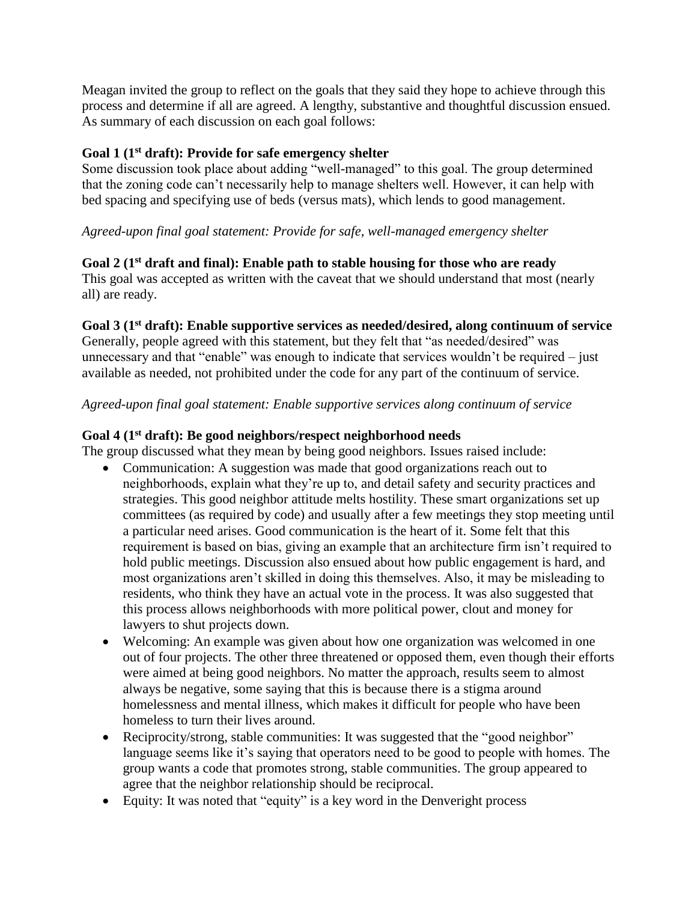Meagan invited the group to reflect on the goals that they said they hope to achieve through this process and determine if all are agreed. A lengthy, substantive and thoughtful discussion ensued. As summary of each discussion on each goal follows:

**Goal 1 (1st draft): Provide for safe emergency shelter**

Some discussion took place about adding "well-managed" to this goal. The group determined that the zoning code can't necessarily help to manage shelters well. However, it can help with bed spacing and specifying use of beds (versus mats), which lends to good management.

*Agreed-upon final goal statement: Provide for safe, well-managed emergency shelter*

**Goal 2 (1st draft and final): Enable path to stable housing for those who are ready**

This goal was accepted as written with the caveat that we should understand that most (nearly all) are ready.

**Goal 3 (1st draft): Enable supportive services as needed/desired, along continuum of service**

Generally, people agreed with this statement, but they felt that "as needed/desired" was unnecessary and that "enable" was enough to indicate that services wouldn't be required – just available as needed, not prohibited under the code for any part of the continuum of service.

*Agreed-upon final goal statement: Enable supportive services along continuum of service*

**Goal 4 (1st draft): Be good neighbors/respect neighborhood needs**

The group discussed what they mean by being good neighbors. Issues raised include:

- Communication: A suggestion was made that good organizations reach out to neighborhoods, explain what they're up to, and detail safety and security practices and strategies. This good neighbor attitude melts hostility. These smart organizations set up committees (as required by code) and usually after a few meetings they stop meeting until a particular need arises. Good communication is the heart of it. Some felt that this requirement is based on bias, giving an example that an architecture firm isn't required to hold public meetings. Discussion also ensued about how public engagement is hard, and most organizations aren't skilled in doing this themselves. Also, it may be misleading to residents, who think they have an actual vote in the process. It was also suggested that this process allows neighborhoods with more political power, clout and money for lawyers to shut projects down.
- Welcoming: An example was given about how one organization was welcomed in one out of four projects. The other three threatened or opposed them, even though their efforts were aimed at being good neighbors. No matter the approach, results seem to almost always be negative, some saying that this is because there is a stigma around homelessness and mental illness, which makes it difficult for people who have been homeless to turn their lives around.
- Reciprocity/strong, stable communities: It was suggested that the "good neighbor" language seems like it's saying that operators need to be good to people with homes. The group wants a code that promotes strong, stable communities. The group appeared to agree that the neighbor relationship should be reciprocal.
- Equity: It was noted that "equity" is a key word in the Denveright process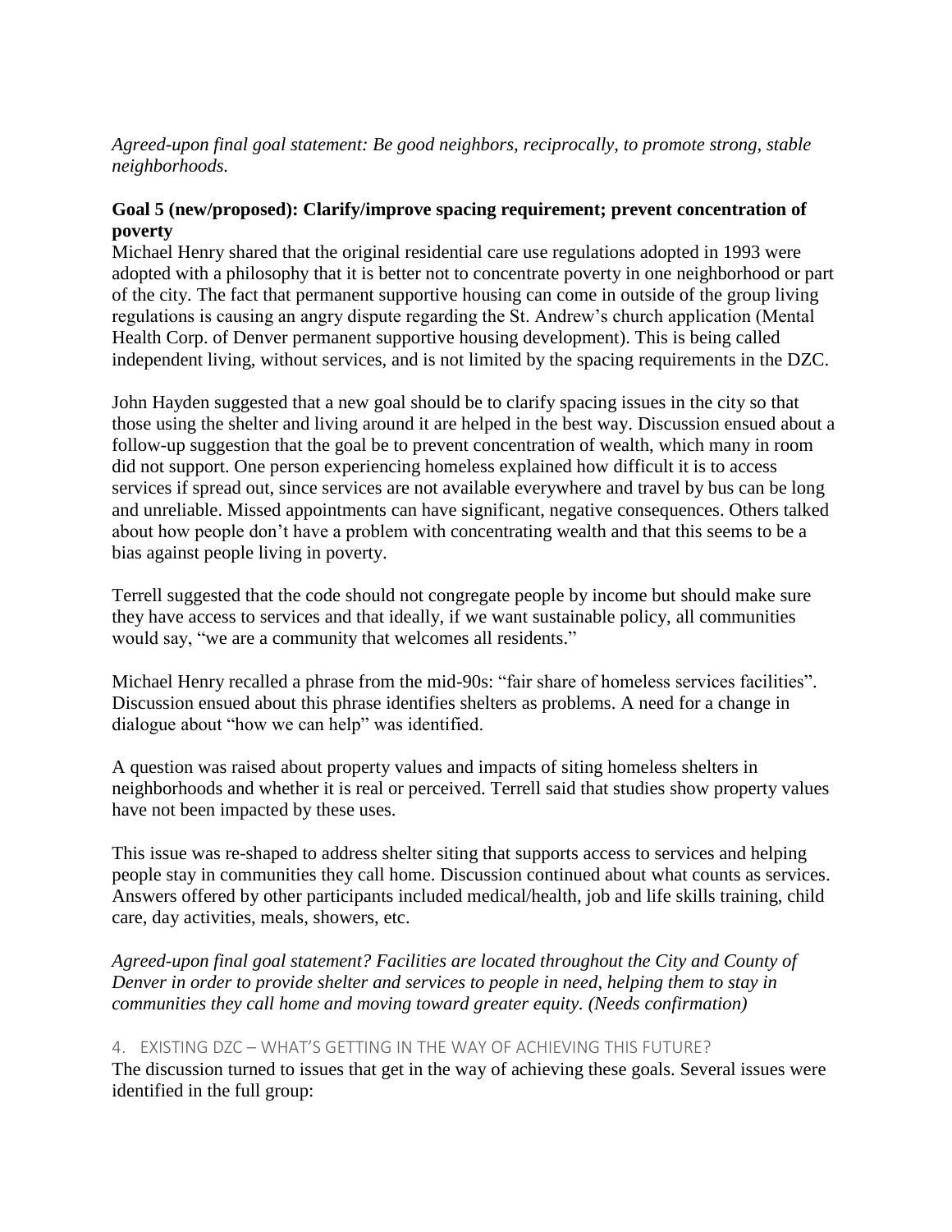*Agreed-upon final goal statement: Be good neighbors, reciprocally, to promote strong, stable neighborhoods.*

**Goal 5 (new/proposed): Clarify/improve spacing requirement; prevent concentration of poverty**

Michael Henry shared that the original residential care use regulations adopted in 1993 were adopted with a philosophy that it is better not to concentrate poverty in one neighborhood or part of the city. The fact that permanent supportive housing can come in outside of the group living regulations is causing an angry dispute regarding the St. Andrew's church application (Mental Health Corp. of Denver permanent supportive housing development). This is being called independent living, without services, and is not limited by the spacing requirements in the DZC.

John Hayden suggested that a new goal should be to clarify spacing issues in the city so that those using the shelter and living around it are helped in the best way. Discussion ensued about a follow-up suggestion that the goal be to prevent concentration of wealth, which many in room did not support. One person experiencing homeless explained how difficult it is to access services if spread out, since services are not available everywhere and travel by bus can be long and unreliable. Missed appointments can have significant, negative consequences. Others talked about how people don't have a problem with concentrating wealth and that this seems to be a bias against people living in poverty.

Terrell suggested that the code should not congregate people by income but should make sure they have access to services and that ideally, if we want sustainable policy, all communities would say, "we are a community that welcomes all residents."

Michael Henry recalled a phrase from the mid-90s: "fair share of homeless services facilities". Discussion ensued about this phrase identifies shelters as problems. A need for a change in dialogue about "how we can help" was identified.

A question was raised about property values and impacts of siting homeless shelters in neighborhoods and whether it is real or perceived. Terrell said that studies show property values have not been impacted by these uses.

This issue was re-shaped to address shelter siting that supports access to services and helping people stay in communities they call home. Discussion continued about what counts as services. Answers offered by other participants included medical/health, job and life skills training, child care, day activities, meals, showers, etc.

*Agreed-upon final goal statement? Facilities are located throughout the City and County of Denver in order to provide shelter and services to people in need, helping them to stay in communities they call home and moving toward greater equity. (Needs confirmation)*

## 4. EXISTING DZC – WHAT'S GETTING IN THE WAY OF ACHIEVING THIS FUTURE?

The discussion turned to issues that get in the way of achieving these goals. Several issues were identified in the full group: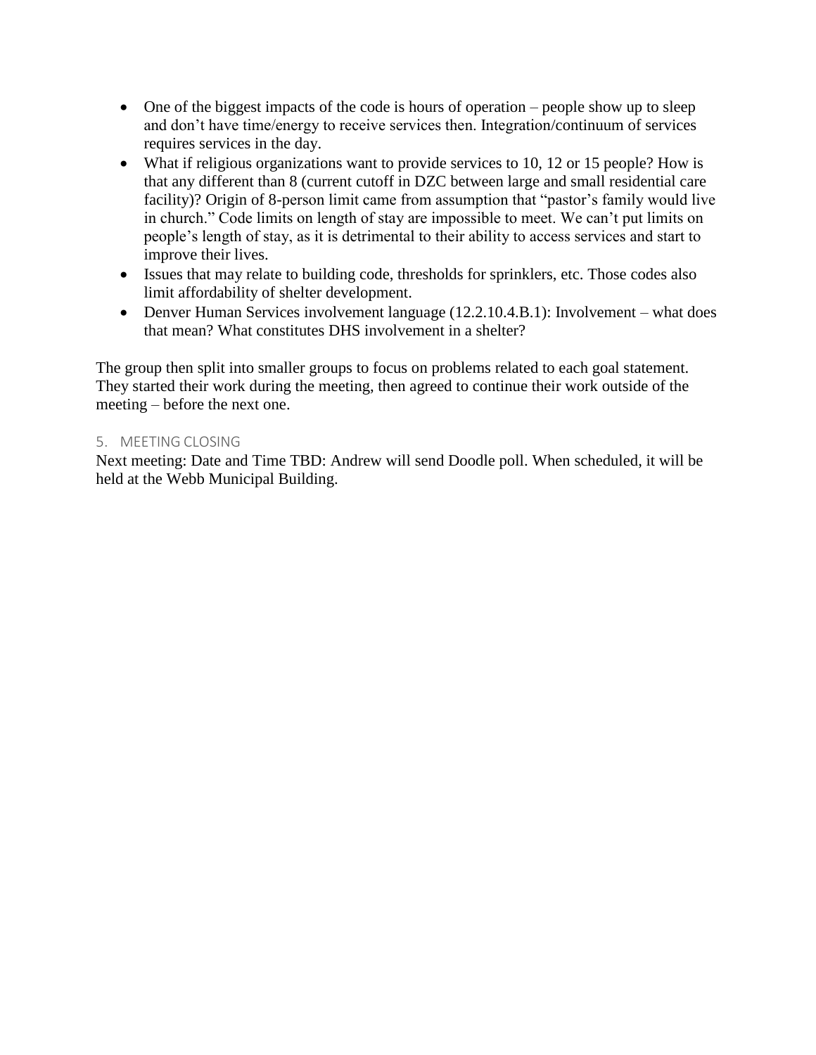- One of the biggest impacts of the code is hours of operation – people show up to sleep and don't have time/energy to receive services then. Integration/continuum of services requires services in the day.
- What if religious organizations want to provide services to 10, 12 or 15 people? How is that any different than 8 (current cutoff in DZC between large and small residential care facility)? Origin of 8-person limit came from assumption that "pastor's family would live in church." Code limits on length of stay are impossible to meet. We can't put limits on people's length of stay, as it is detrimental to their ability to access services and start to improve their lives.
- Issues that may relate to building code, thresholds for sprinklers, etc. Those codes also limit affordability of shelter development.
- Denver Human Services involvement language (12.2.10.4.B.1): Involvement – what does that mean? What constitutes DHS involvement in a shelter?

The group then split into smaller groups to focus on problems related to each goal statement. They started their work during the meeting, then agreed to continue their work outside of the meeting – before the next one.

## 5. MEETING CLOSING

Next meeting: Date and Time TBD: Andrew will send Doodle poll. When scheduled, it will be held at the Webb Municipal Building.